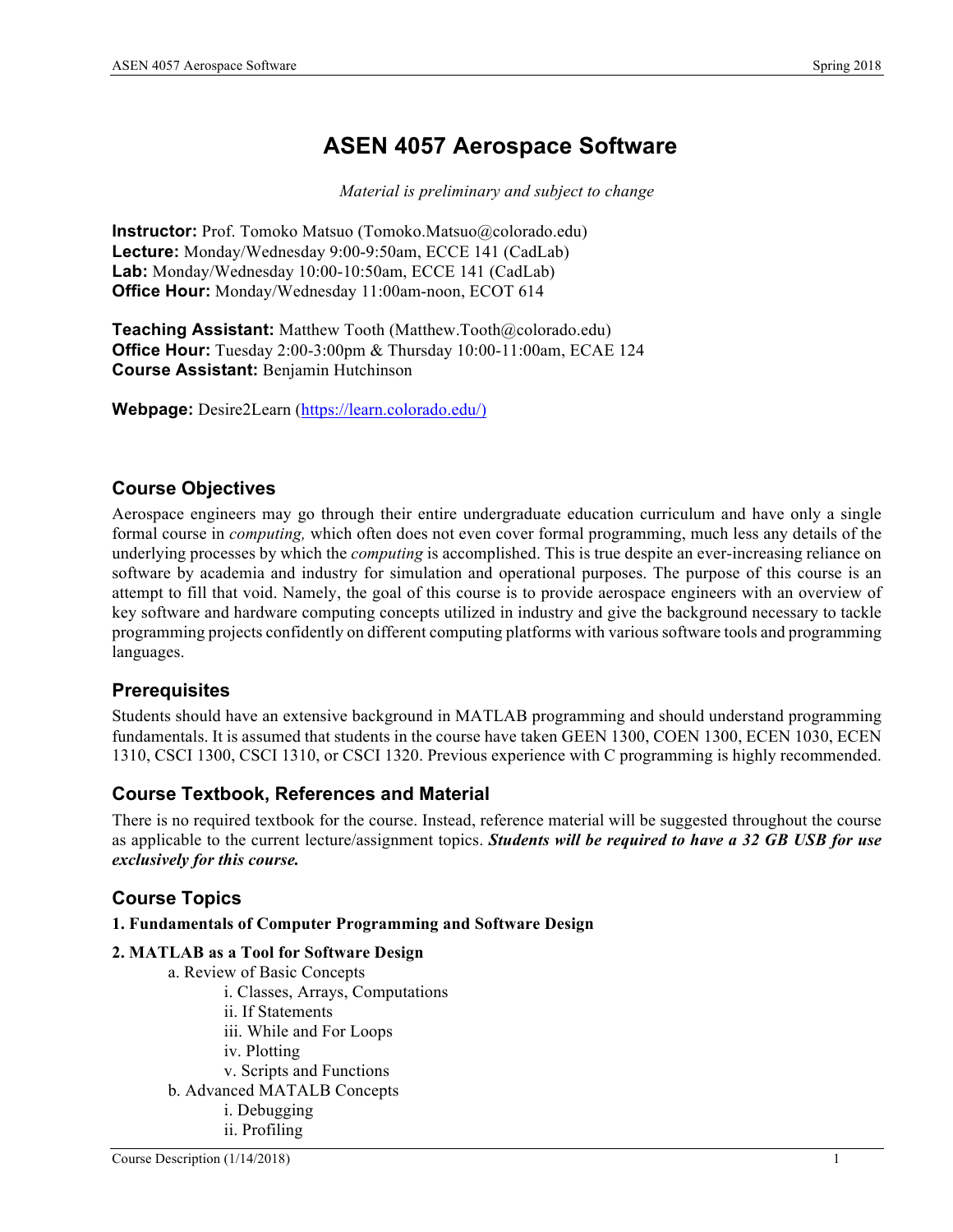# ASEN 4057 Aerospace Software

*Material is preliminary and subject to change*

**Instructor:** Prof. Tomoko Matsuo (Tomoko.Matsuo@colorado.edu)
**Lecture:** Monday/Wednesday 9:00-9:50am, ECCE 141 (CadLab)
**Lab:** Monday/Wednesday 10:00-10:50am, ECCE 141 (CadLab)
**Office Hour:** Monday/Wednesday 11:00am-noon, ECOT 614

**Teaching Assistant:** Matthew Tooth (Matthew.Tooth@colorado.edu)
**Office Hour:** Tuesday 2:00-3:00pm & Thursday 10:00-11:00am, ECAE 124
**Course Assistant:** Benjamin Hutchinson

**Webpage:** Desire2Learn (https://learn.colorado.edu/)

## Course Objectives

Aerospace engineers may go through their entire undergraduate education curriculum and have only a single formal course in *computing,* which often does not even cover formal programming, much less any details of the underlying processes by which the *computing* is accomplished. This is true despite an ever-increasing reliance on software by academia and industry for simulation and operational purposes. The purpose of this course is an attempt to fill that void. Namely, the goal of this course is to provide aerospace engineers with an overview of key software and hardware computing concepts utilized in industry and give the background necessary to tackle programming projects confidently on different computing platforms with various software tools and programming languages.

## Prerequisites

Students should have an extensive background in MATLAB programming and should understand programming fundamentals. It is assumed that students in the course have taken GEEN 1300, COEN 1300, ECEN 1030, ECEN 1310, CSCI 1300, CSCI 1310, or CSCI 1320. Previous experience with C programming is highly recommended.

## Course Textbook, References and Material

There is no required textbook for the course. Instead, reference material will be suggested throughout the course as applicable to the current lecture/assignment topics. ***Students will be required to have a 32 GB USB for use exclusively for this course.***

## Course Topics

**1. Fundamentals of Computer Programming and Software Design**

**2. MATLAB as a Tool for Software Design**

- a. Review of Basic Concepts
  - i. Classes, Arrays, Computations
  - ii. If Statements
  - iii. While and For Loops
  - iv. Plotting
  - v. Scripts and Functions
- b. Advanced MATALB Concepts
  - i. Debugging
  - ii. Profiling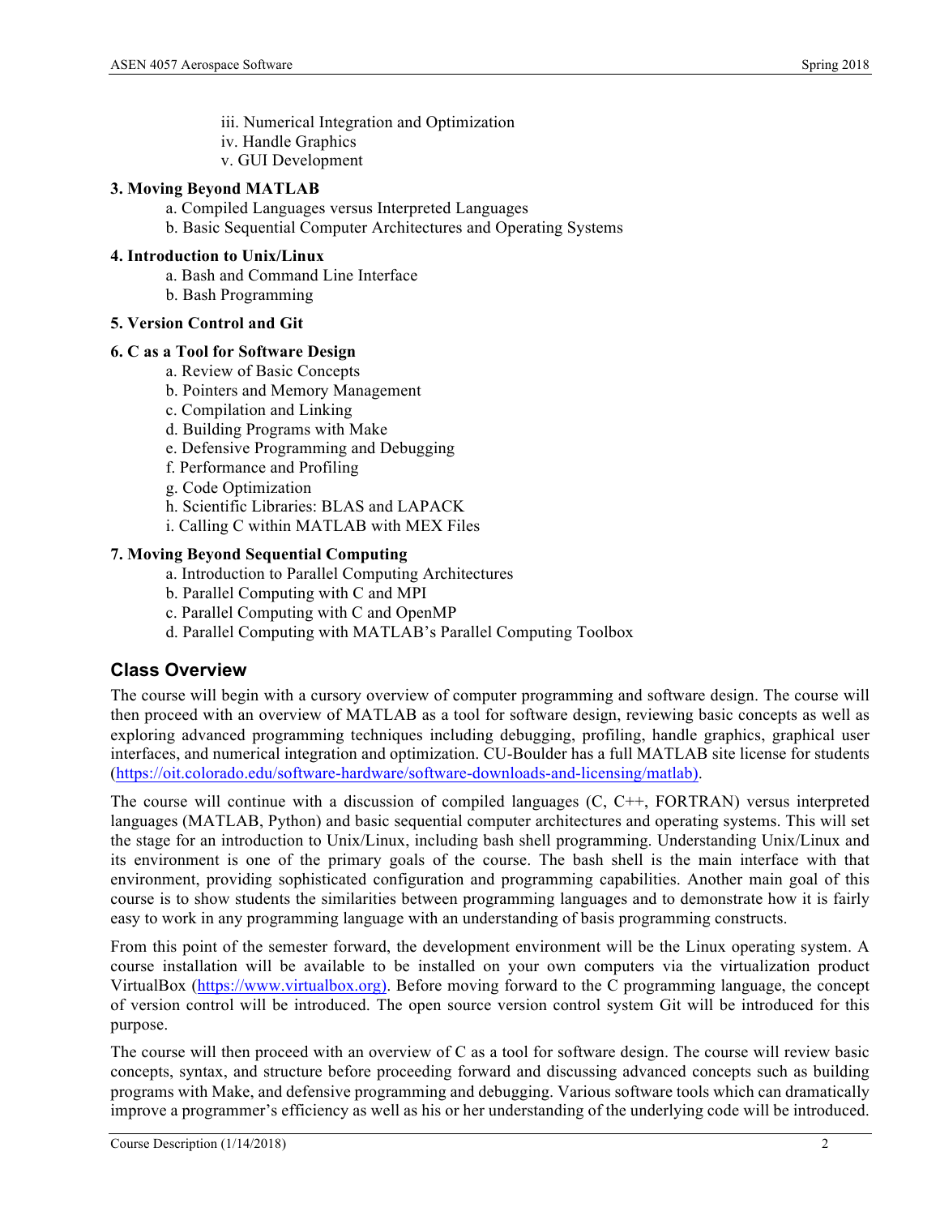iii. Numerical Integration and Optimization
   iv. Handle Graphics
   v. GUI Development

**3. Moving Beyond MATLAB**
- a. Compiled Languages versus Interpreted Languages
- b. Basic Sequential Computer Architectures and Operating Systems

**4. Introduction to Unix/Linux**
- a. Bash and Command Line Interface
- b. Bash Programming

**5. Version Control and Git**

**6. C as a Tool for Software Design**
- a. Review of Basic Concepts
- b. Pointers and Memory Management
- c. Compilation and Linking
- d. Building Programs with Make
- e. Defensive Programming and Debugging
- f. Performance and Profiling
- g. Code Optimization
- h. Scientific Libraries: BLAS and LAPACK
- i. Calling C within MATLAB with MEX Files

**7. Moving Beyond Sequential Computing**
- a. Introduction to Parallel Computing Architectures
- b. Parallel Computing with C and MPI
- c. Parallel Computing with C and OpenMP
- d. Parallel Computing with MATLAB's Parallel Computing Toolbox

## Class Overview

The course will begin with a cursory overview of computer programming and software design. The course will then proceed with an overview of MATLAB as a tool for software design, reviewing basic concepts as well as exploring advanced programming techniques including debugging, profiling, handle graphics, graphical user interfaces, and numerical integration and optimization. CU-Boulder has a full MATLAB site license for students (https://oit.colorado.edu/software-hardware/software-downloads-and-licensing/matlab).

The course will continue with a discussion of compiled languages (C, C++, FORTRAN) versus interpreted languages (MATLAB, Python) and basic sequential computer architectures and operating systems. This will set the stage for an introduction to Unix/Linux, including bash shell programming. Understanding Unix/Linux and its environment is one of the primary goals of the course. The bash shell is the main interface with that environment, providing sophisticated configuration and programming capabilities. Another main goal of this course is to show students the similarities between programming languages and to demonstrate how it is fairly easy to work in any programming language with an understanding of basis programming constructs.

From this point of the semester forward, the development environment will be the Linux operating system. A course installation will be available to be installed on your own computers via the virtualization product VirtualBox (https://www.virtualbox.org). Before moving forward to the C programming language, the concept of version control will be introduced. The open source version control system Git will be introduced for this purpose.

The course will then proceed with an overview of C as a tool for software design. The course will review basic concepts, syntax, and structure before proceeding forward and discussing advanced concepts such as building programs with Make, and defensive programming and debugging. Various software tools which can dramatically improve a programmer's efficiency as well as his or her understanding of the underlying code will be introduced.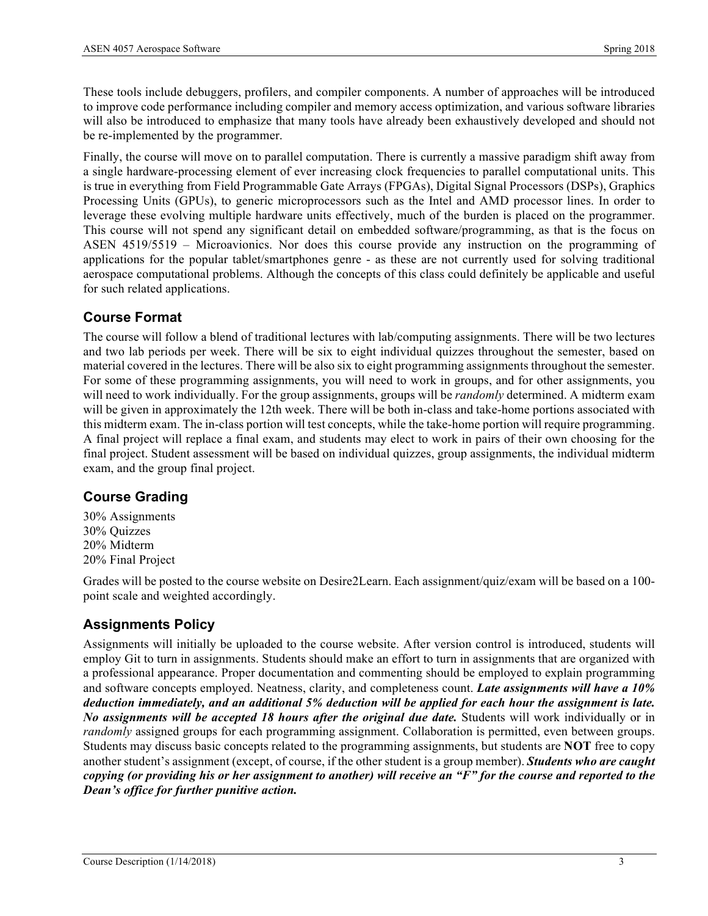These tools include debuggers, profilers, and compiler components. A number of approaches will be introduced to improve code performance including compiler and memory access optimization, and various software libraries will also be introduced to emphasize that many tools have already been exhaustively developed and should not be re-implemented by the programmer.

Finally, the course will move on to parallel computation. There is currently a massive paradigm shift away from a single hardware-processing element of ever increasing clock frequencies to parallel computational units. This is true in everything from Field Programmable Gate Arrays (FPGAs), Digital Signal Processors (DSPs), Graphics Processing Units (GPUs), to generic microprocessors such as the Intel and AMD processor lines. In order to leverage these evolving multiple hardware units effectively, much of the burden is placed on the programmer. This course will not spend any significant detail on embedded software/programming, as that is the focus on ASEN 4519/5519 – Microavionics. Nor does this course provide any instruction on the programming of applications for the popular tablet/smartphones genre - as these are not currently used for solving traditional aerospace computational problems. Although the concepts of this class could definitely be applicable and useful for such related applications.

## Course Format

The course will follow a blend of traditional lectures with lab/computing assignments. There will be two lectures and two lab periods per week. There will be six to eight individual quizzes throughout the semester, based on material covered in the lectures. There will be also six to eight programming assignments throughout the semester. For some of these programming assignments, you will need to work in groups, and for other assignments, you will need to work individually. For the group assignments, groups will be *randomly* determined. A midterm exam will be given in approximately the 12th week. There will be both in-class and take-home portions associated with this midterm exam. The in-class portion will test concepts, while the take-home portion will require programming. A final project will replace a final exam, and students may elect to work in pairs of their own choosing for the final project. Student assessment will be based on individual quizzes, group assignments, the individual midterm exam, and the group final project.

## Course Grading

30% Assignments
30% Quizzes
20% Midterm
20% Final Project

Grades will be posted to the course website on Desire2Learn. Each assignment/quiz/exam will be based on a 100-point scale and weighted accordingly.

## Assignments Policy

Assignments will initially be uploaded to the course website. After version control is introduced, students will employ Git to turn in assignments. Students should make an effort to turn in assignments that are organized with a professional appearance. Proper documentation and commenting should be employed to explain programming and software concepts employed. Neatness, clarity, and completeness count. ***Late assignments will have a 10% deduction immediately, and an additional 5% deduction will be applied for each hour the assignment is late. No assignments will be accepted 18 hours after the original due date.*** Students will work individually or in *randomly* assigned groups for each programming assignment. Collaboration is permitted, even between groups. Students may discuss basic concepts related to the programming assignments, but students are **NOT** free to copy another student's assignment (except, of course, if the other student is a group member). ***Students who are caught copying (or providing his or her assignment to another) will receive an "F" for the course and reported to the Dean's office for further punitive action.***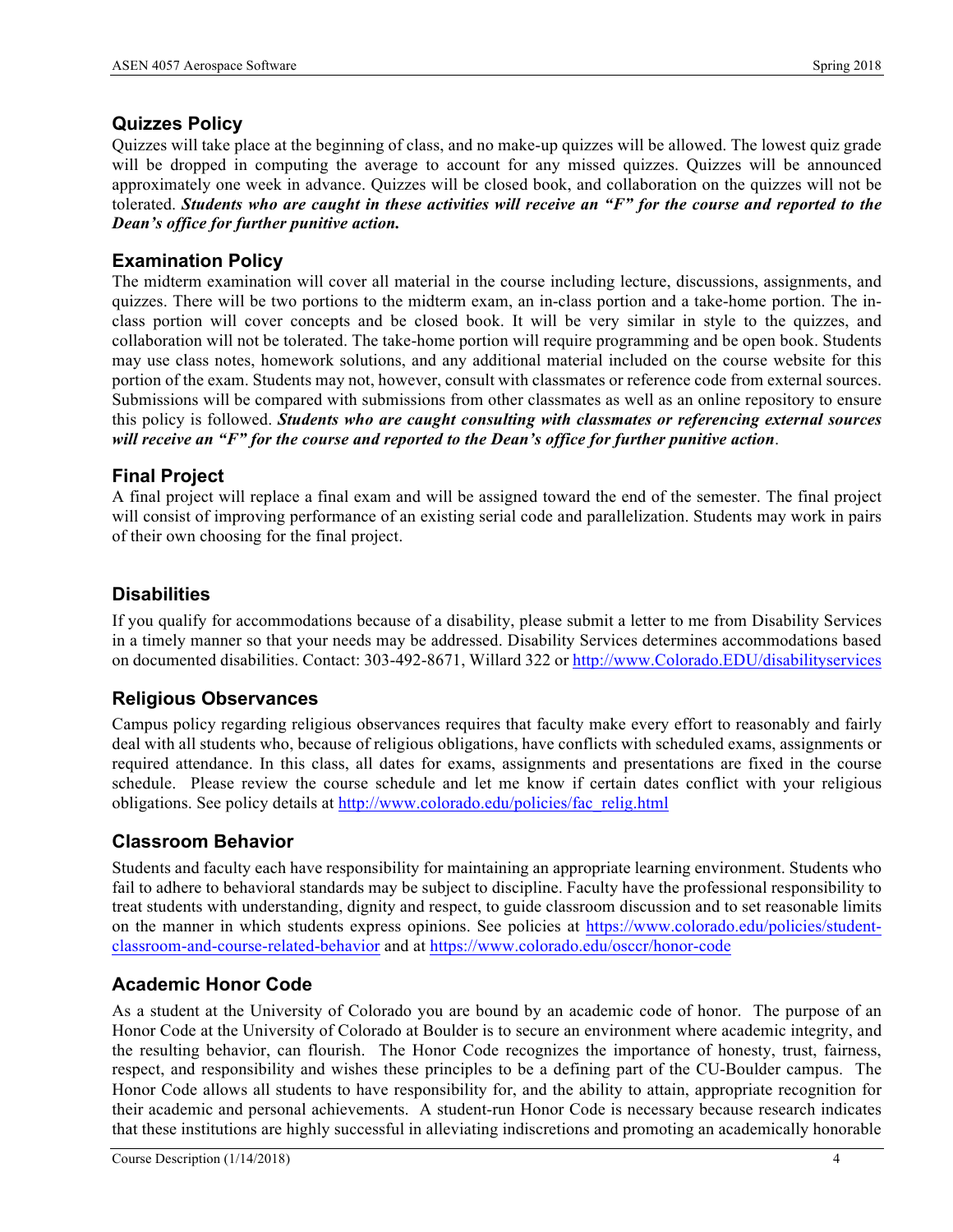## Quizzes Policy

Quizzes will take place at the beginning of class, and no make-up quizzes will be allowed. The lowest quiz grade will be dropped in computing the average to account for any missed quizzes. Quizzes will be announced approximately one week in advance. Quizzes will be closed book, and collaboration on the quizzes will not be tolerated. ***Students who are caught in these activities will receive an "F" for the course and reported to the Dean's office for further punitive action.***

## Examination Policy

The midterm examination will cover all material in the course including lecture, discussions, assignments, and quizzes. There will be two portions to the midterm exam, an in-class portion and a take-home portion. The in-class portion will cover concepts and be closed book. It will be very similar in style to the quizzes, and collaboration will not be tolerated. The take-home portion will require programming and be open book. Students may use class notes, homework solutions, and any additional material included on the course website for this portion of the exam. Students may not, however, consult with classmates or reference code from external sources. Submissions will be compared with submissions from other classmates as well as an online repository to ensure this policy is followed. ***Students who are caught consulting with classmates or referencing external sources will receive an "F" for the course and reported to the Dean's office for further punitive action***.

## Final Project

A final project will replace a final exam and will be assigned toward the end of the semester. The final project will consist of improving performance of an existing serial code and parallelization. Students may work in pairs of their own choosing for the final project.

## Disabilities

If you qualify for accommodations because of a disability, please submit a letter to me from Disability Services in a timely manner so that your needs may be addressed. Disability Services determines accommodations based on documented disabilities. Contact: 303-492-8671, Willard 322 or [http://www.Colorado.EDU/disabilityservices](http://www.Colorado.EDU/disabilityservices)

## Religious Observances

Campus policy regarding religious observances requires that faculty make every effort to reasonably and fairly deal with all students who, because of religious obligations, have conflicts with scheduled exams, assignments or required attendance. In this class, all dates for exams, assignments and presentations are fixed in the course schedule. Please review the course schedule and let me know if certain dates conflict with your religious obligations. See policy details at [http://www.colorado.edu/policies/fac_relig.html](http://www.colorado.edu/policies/fac_relig.html)

## Classroom Behavior

Students and faculty each have responsibility for maintaining an appropriate learning environment. Students who fail to adhere to behavioral standards may be subject to discipline. Faculty have the professional responsibility to treat students with understanding, dignity and respect, to guide classroom discussion and to set reasonable limits on the manner in which students express opinions. See policies at [https://www.colorado.edu/policies/student-classroom-and-course-related-behavior](https://www.colorado.edu/policies/student-classroom-and-course-related-behavior) and at [https://www.colorado.edu/osccr/honor-code](https://www.colorado.edu/osccr/honor-code)

## Academic Honor Code

As a student at the University of Colorado you are bound by an academic code of honor. The purpose of an Honor Code at the University of Colorado at Boulder is to secure an environment where academic integrity, and the resulting behavior, can flourish. The Honor Code recognizes the importance of honesty, trust, fairness, respect, and responsibility and wishes these principles to be a defining part of the CU-Boulder campus. The Honor Code allows all students to have responsibility for, and the ability to attain, appropriate recognition for their academic and personal achievements. A student-run Honor Code is necessary because research indicates that these institutions are highly successful in alleviating indiscretions and promoting an academically honorable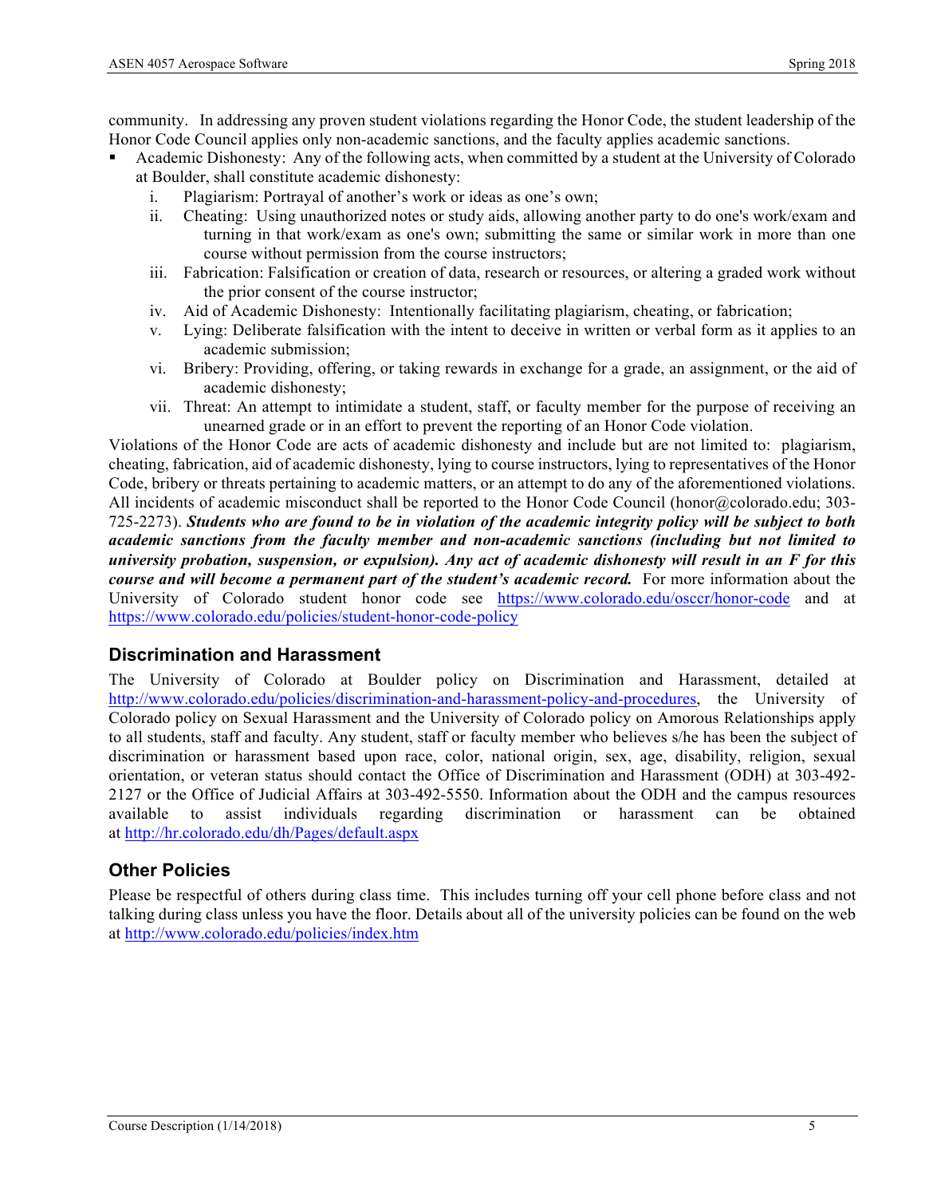community. In addressing any proven student violations regarding the Honor Code, the student leadership of the Honor Code Council applies only non-academic sanctions, and the faculty applies academic sanctions.

- Academic Dishonesty: Any of the following acts, when committed by a student at the University of Colorado at Boulder, shall constitute academic dishonesty:
  i. Plagiarism: Portrayal of another's work or ideas as one's own;
  ii. Cheating: Using unauthorized notes or study aids, allowing another party to do one's work/exam and turning in that work/exam as one's own; submitting the same or similar work in more than one course without permission from the course instructors;
  iii. Fabrication: Falsification or creation of data, research or resources, or altering a graded work without the prior consent of the course instructor;
  iv. Aid of Academic Dishonesty: Intentionally facilitating plagiarism, cheating, or fabrication;
  v. Lying: Deliberate falsification with the intent to deceive in written or verbal form as it applies to an academic submission;
  vi. Bribery: Providing, offering, or taking rewards in exchange for a grade, an assignment, or the aid of academic dishonesty;
  vii. Threat: An attempt to intimidate a student, staff, or faculty member for the purpose of receiving an unearned grade or in an effort to prevent the reporting of an Honor Code violation.

Violations of the Honor Code are acts of academic dishonesty and include but are not limited to: plagiarism, cheating, fabrication, aid of academic dishonesty, lying to course instructors, lying to representatives of the Honor Code, bribery or threats pertaining to academic matters, or an attempt to do any of the aforementioned violations. All incidents of academic misconduct shall be reported to the Honor Code Council (honor@colorado.edu; 303-725-2273). ***Students who are found to be in violation of the academic integrity policy will be subject to both academic sanctions from the faculty member and non-academic sanctions (including but not limited to university probation, suspension, or expulsion). Any act of academic dishonesty will result in an F for this course and will become a permanent part of the student's academic record.*** For more information about the University of Colorado student honor code see https://www.colorado.edu/osccr/honor-code and at https://www.colorado.edu/policies/student-honor-code-policy

## Discrimination and Harassment

The University of Colorado at Boulder policy on Discrimination and Harassment, detailed at http://www.colorado.edu/policies/discrimination-and-harassment-policy-and-procedures, the University of Colorado policy on Sexual Harassment and the University of Colorado policy on Amorous Relationships apply to all students, staff and faculty. Any student, staff or faculty member who believes s/he has been the subject of discrimination or harassment based upon race, color, national origin, sex, age, disability, religion, sexual orientation, or veteran status should contact the Office of Discrimination and Harassment (ODH) at 303-492-2127 or the Office of Judicial Affairs at 303-492-5550. Information about the ODH and the campus resources available to assist individuals regarding discrimination or harassment can be obtained at http://hr.colorado.edu/dh/Pages/default.aspx

## Other Policies

Please be respectful of others during class time. This includes turning off your cell phone before class and not talking during class unless you have the floor. Details about all of the university policies can be found on the web at http://www.colorado.edu/policies/index.htm